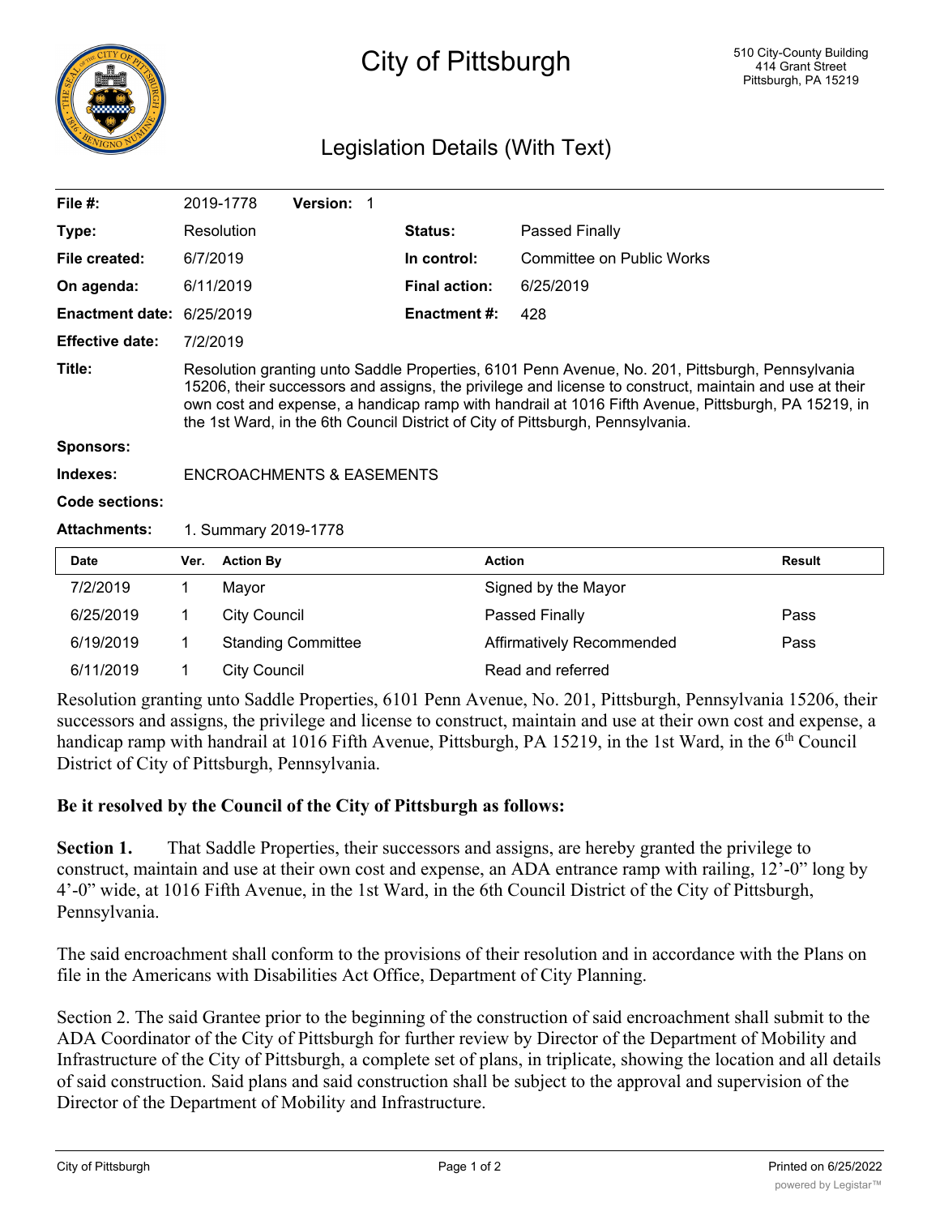# City of Pittsburgh

510 City-County Building
414 Grant Street
Pittsburgh, PA 15219

## Legislation Details (With Text)

| | | | |
|---|---|---|---|
| **File #:** | 2019-1778 **Version:** 1 | | |
| **Type:** | Resolution | **Status:** | Passed Finally |
| **File created:** | 6/7/2019 | **In control:** | Committee on Public Works |
| **On agenda:** | 6/11/2019 | **Final action:** | 6/25/2019 |
| **Enactment date:** | 6/25/2019 | **Enactment #:** | 428 |
| **Effective date:** | 7/2/2019 | | |

**Title:** Resolution granting unto Saddle Properties, 6101 Penn Avenue, No. 201, Pittsburgh, Pennsylvania 15206, their successors and assigns, the privilege and license to construct, maintain and use at their own cost and expense, a handicap ramp with handrail at 1016 Fifth Avenue, Pittsburgh, PA 15219, in the 1st Ward, in the 6th Council District of City of Pittsburgh, Pennsylvania.

**Sponsors:**

**Indexes:** ENCROACHMENTS & EASEMENTS

**Code sections:**

**Attachments:** 1. Summary 2019-1778

| Date | Ver. | Action By | Action | Result |
|---|---|---|---|---|
| 7/2/2019 | 1 | Mayor | Signed by the Mayor | |
| 6/25/2019 | 1 | City Council | Passed Finally | Pass |
| 6/19/2019 | 1 | Standing Committee | Affirmatively Recommended | Pass |
| 6/11/2019 | 1 | City Council | Read and referred | |

Resolution granting unto Saddle Properties, 6101 Penn Avenue, No. 201, Pittsburgh, Pennsylvania 15206, their successors and assigns, the privilege and license to construct, maintain and use at their own cost and expense, a handicap ramp with handrail at 1016 Fifth Avenue, Pittsburgh, PA 15219, in the 1st Ward, in the 6th Council District of City of Pittsburgh, Pennsylvania.

**Be it resolved by the Council of the City of Pittsburgh as follows:**

**Section 1.** That Saddle Properties, their successors and assigns, are hereby granted the privilege to construct, maintain and use at their own cost and expense, an ADA entrance ramp with railing, 12'-0" long by 4'-0" wide, at 1016 Fifth Avenue, in the 1st Ward, in the 6th Council District of the City of Pittsburgh, Pennsylvania.

The said encroachment shall conform to the provisions of their resolution and in accordance with the Plans on file in the Americans with Disabilities Act Office, Department of City Planning.

Section 2. The said Grantee prior to the beginning of the construction of said encroachment shall submit to the ADA Coordinator of the City of Pittsburgh for further review by Director of the Department of Mobility and Infrastructure of the City of Pittsburgh, a complete set of plans, in triplicate, showing the location and all details of said construction. Said plans and said construction shall be subject to the approval and supervision of the Director of the Department of Mobility and Infrastructure.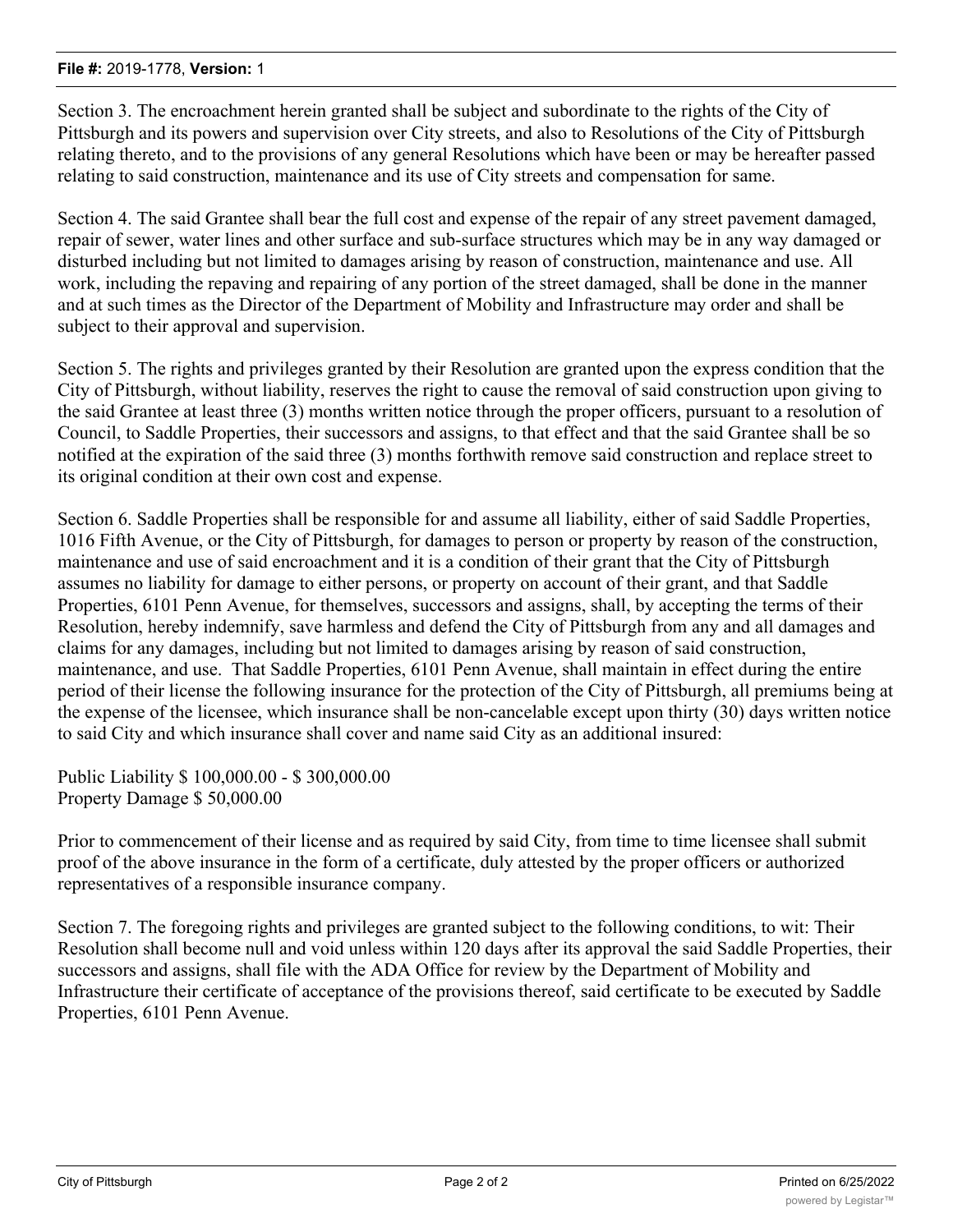Section 3. The encroachment herein granted shall be subject and subordinate to the rights of the City of Pittsburgh and its powers and supervision over City streets, and also to Resolutions of the City of Pittsburgh relating thereto, and to the provisions of any general Resolutions which have been or may be hereafter passed relating to said construction, maintenance and its use of City streets and compensation for same.

Section 4. The said Grantee shall bear the full cost and expense of the repair of any street pavement damaged, repair of sewer, water lines and other surface and sub-surface structures which may be in any way damaged or disturbed including but not limited to damages arising by reason of construction, maintenance and use. All work, including the repaving and repairing of any portion of the street damaged, shall be done in the manner and at such times as the Director of the Department of Mobility and Infrastructure may order and shall be subject to their approval and supervision.

Section 5. The rights and privileges granted by their Resolution are granted upon the express condition that the City of Pittsburgh, without liability, reserves the right to cause the removal of said construction upon giving to the said Grantee at least three (3) months written notice through the proper officers, pursuant to a resolution of Council, to Saddle Properties, their successors and assigns, to that effect and that the said Grantee shall be so notified at the expiration of the said three (3) months forthwith remove said construction and replace street to its original condition at their own cost and expense.

Section 6. Saddle Properties shall be responsible for and assume all liability, either of said Saddle Properties, 1016 Fifth Avenue, or the City of Pittsburgh, for damages to person or property by reason of the construction, maintenance and use of said encroachment and it is a condition of their grant that the City of Pittsburgh assumes no liability for damage to either persons, or property on account of their grant, and that Saddle Properties, 6101 Penn Avenue, for themselves, successors and assigns, shall, by accepting the terms of their Resolution, hereby indemnify, save harmless and defend the City of Pittsburgh from any and all damages and claims for any damages, including but not limited to damages arising by reason of said construction, maintenance, and use. That Saddle Properties, 6101 Penn Avenue, shall maintain in effect during the entire period of their license the following insurance for the protection of the City of Pittsburgh, all premiums being at the expense of the licensee, which insurance shall be non-cancelable except upon thirty (30) days written notice to said City and which insurance shall cover and name said City as an additional insured:

Public Liability $ 100,000.00 - $ 300,000.00
Property Damage $ 50,000.00

Prior to commencement of their license and as required by said City, from time to time licensee shall submit proof of the above insurance in the form of a certificate, duly attested by the proper officers or authorized representatives of a responsible insurance company.

Section 7. The foregoing rights and privileges are granted subject to the following conditions, to wit: Their Resolution shall become null and void unless within 120 days after its approval the said Saddle Properties, their successors and assigns, shall file with the ADA Office for review by the Department of Mobility and Infrastructure their certificate of acceptance of the provisions thereof, said certificate to be executed by Saddle Properties, 6101 Penn Avenue.